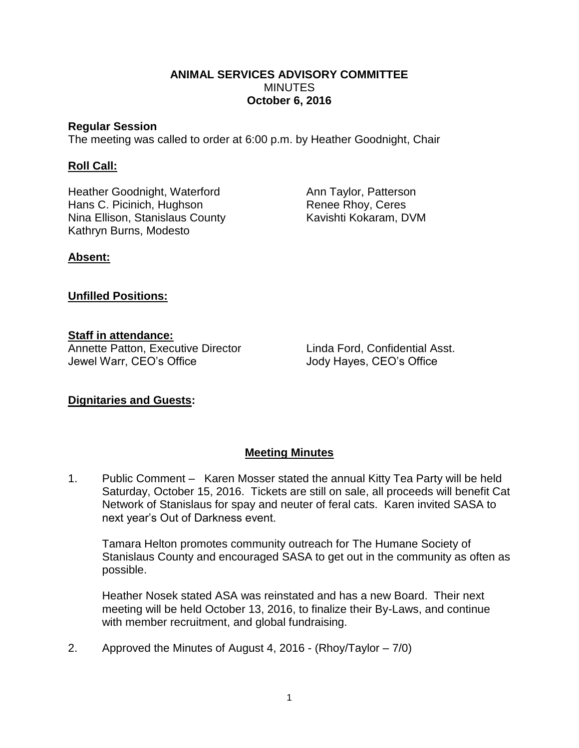**ANIMAL SERVICES ADVISORY COMMITTEE**
MINUTES
**October 6, 2016**

**Regular Session**

The meeting was called to order at 6:00 p.m. by Heather Goodnight, Chair

**Roll Call:**

Heather Goodnight, Waterford
Hans C. Picinich, Hughson
Nina Ellison, Stanislaus County
Kathryn Burns, Modesto
Ann Taylor, Patterson
Renee Rhoy, Ceres
Kavishti Kokaram, DVM

**Absent:**

**Unfilled Positions:**

**Staff in attendance:**

Annette Patton, Executive Director
Jewel Warr, CEO's Office
Linda Ford, Confidential Asst.
Jody Hayes, CEO's Office

**Dignitaries and Guests:**

**Meeting Minutes**

1. Public Comment – Karen Mosser stated the annual Kitty Tea Party will be held Saturday, October 15, 2016. Tickets are still on sale, all proceeds will benefit Cat Network of Stanislaus for spay and neuter of feral cats. Karen invited SASA to next year's Out of Darkness event.

   Tamara Helton promotes community outreach for The Humane Society of Stanislaus County and encouraged SASA to get out in the community as often as possible.

   Heather Nosek stated ASA was reinstated and has a new Board. Their next meeting will be held October 13, 2016, to finalize their By-Laws, and continue with member recruitment, and global fundraising.

2. Approved the Minutes of August 4, 2016 - (Rhoy/Taylor – 7/0)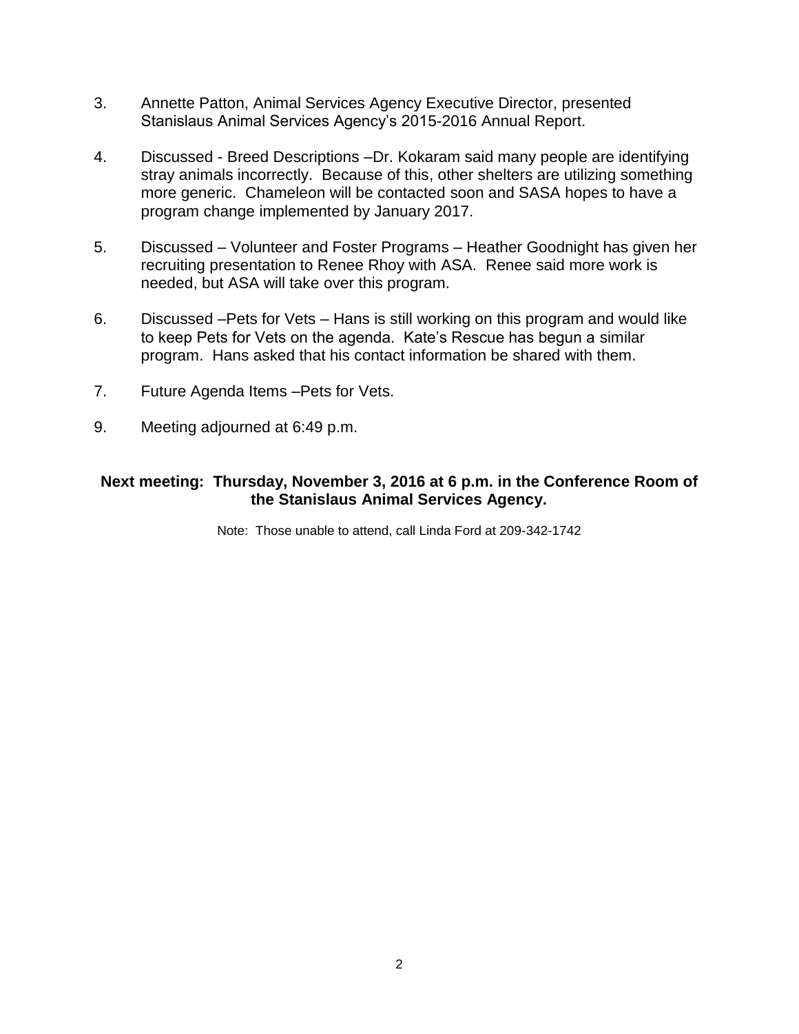3. Annette Patton, Animal Services Agency Executive Director, presented Stanislaus Animal Services Agency's 2015-2016 Annual Report.

4. Discussed - Breed Descriptions –Dr. Kokaram said many people are identifying stray animals incorrectly. Because of this, other shelters are utilizing something more generic. Chameleon will be contacted soon and SASA hopes to have a program change implemented by January 2017.

5. Discussed – Volunteer and Foster Programs – Heather Goodnight has given her recruiting presentation to Renee Rhoy with ASA. Renee said more work is needed, but ASA will take over this program.

6. Discussed –Pets for Vets – Hans is still working on this program and would like to keep Pets for Vets on the agenda. Kate's Rescue has begun a similar program. Hans asked that his contact information be shared with them.

7. Future Agenda Items –Pets for Vets.

9. Meeting adjourned at 6:49 p.m.

**Next meeting: Thursday, November 3, 2016 at 6 p.m. in the Conference Room of the Stanislaus Animal Services Agency.**

Note: Those unable to attend, call Linda Ford at 209-342-1742